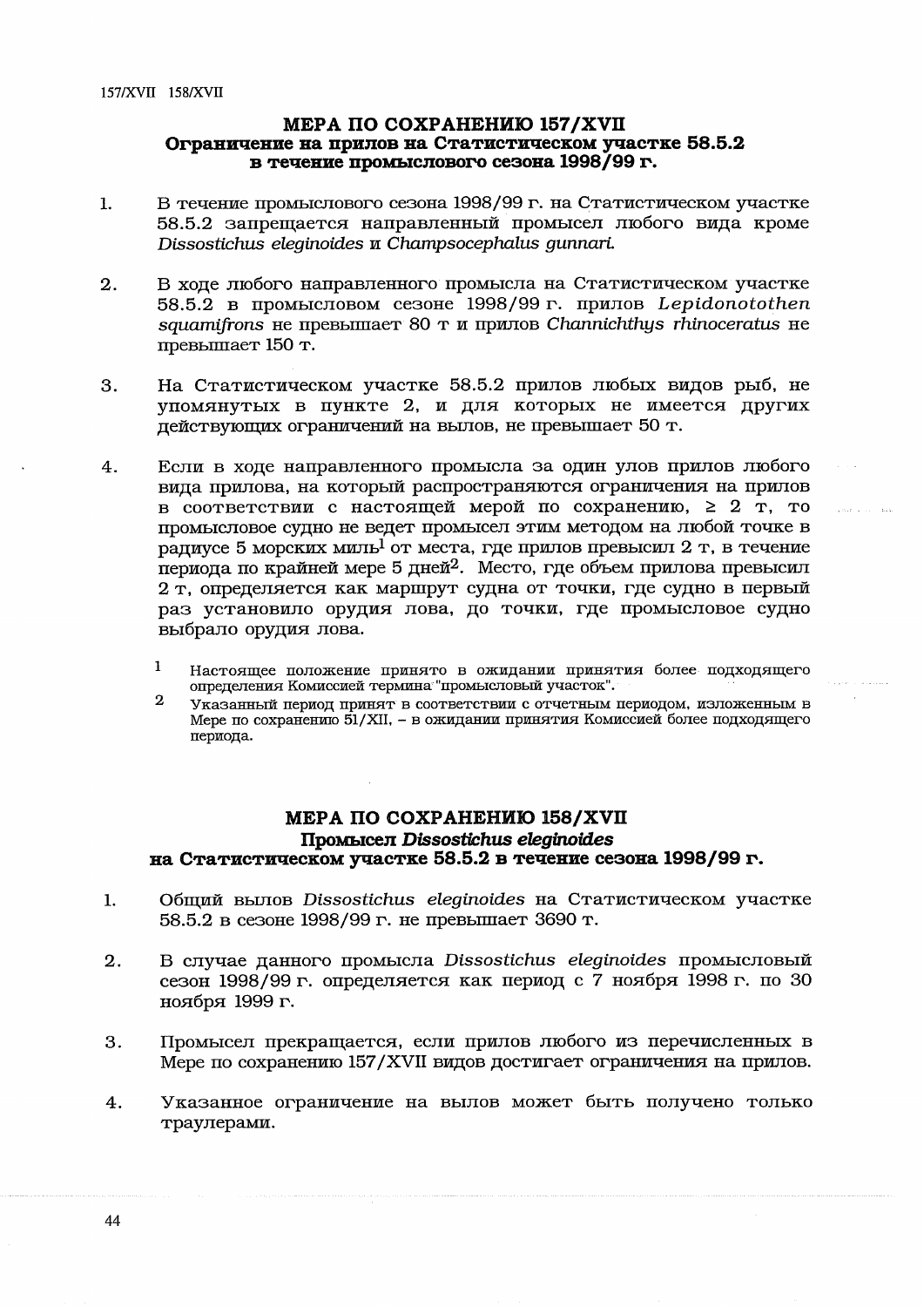## МЕРА ПО СОХРАНЕНИЮ 157/XVII
### Ограничение на прилов на Статистическом участке 58.5.2 в течение промыслового сезона 1998/99 г.

1. В течение промыслового сезона 1998/99 г. на Статистическом участке 58.5.2 запрещается направленный промысел любого вида кроме *Dissostichus eleginoides* и *Champsocephalus gunnari*.

2. В ходе любого направленного промысла на Статистическом участке 58.5.2 в промысловом сезоне 1998/99 г. прилов *Lepidonotothen squamifrons* не превышает 80 т и прилов *Channichthys rhinoceratus* не превышает 150 т.

3. На Статистическом участке 58.5.2 прилов любых видов рыб, не упомянутых в пункте 2, и для которых не имеется других действующих ограничений на вылов, не превышает 50 т.

4. Если в ходе направленного промысла за один улов прилов любого вида прилова, на который распространяются ограничения на прилов в соответствии с настоящей мерой по сохранению, ≥ 2 т, то промысловое судно не ведет промысел этим методом на любой точке в радиусе 5 морских миль[1] от места, где прилов превысил 2 т, в течение периода по крайней мере 5 дней[2]. Место, где объем прилова превысил 2 т, определяется как маршрут судна от точки, где судно в первый раз установило орудия лова, до точки, где промысловое судно выбрало орудия лова.

[1] Настоящее положение принято в ожидании принятия более подходящего определения Комиссией термина "промысловый участок".

[2] Указанный период принят в соответствии с отчетным периодом, изложенным в Мере по сохранению 51/XII, – в ожидании принятия Комиссией более подходящего периода.

## МЕРА ПО СОХРАНЕНИЮ 158/XVII
### Промысел *Dissostichus eleginoides* на Статистическом участке 58.5.2 в течение сезона 1998/99 г.

1. Общий вылов *Dissostichus eleginoides* на Статистическом участке 58.5.2 в сезоне 1998/99 г. не превышает 3690 т.

2. В случае данного промысла *Dissostichus eleginoides* промысловый сезон 1998/99 г. определяется как период с 7 ноября 1998 г. по 30 ноября 1999 г.

3. Промысел прекращается, если прилов любого из перечисленных в Мере по сохранению 157/XVII видов достигает ограничения на прилов.

4. Указанное ограничение на вылов может быть получено только траулерами.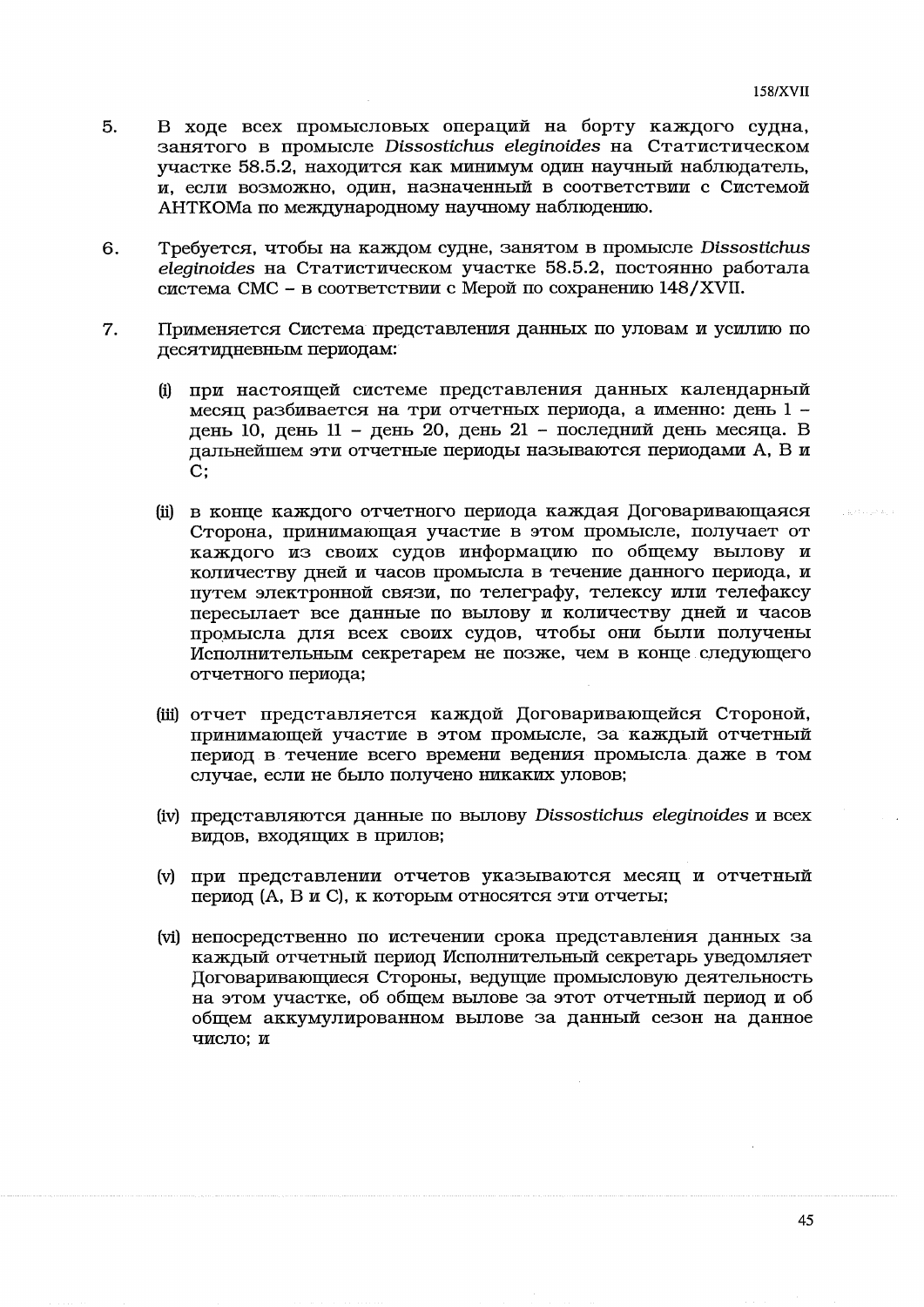5. В ходе всех промысловых операций на борту каждого судна, занятого в промысле *Dissostichus eleginoides* на Статистическом участке 58.5.2, находится как минимум один научный наблюдатель, и, если возможно, один, назначенный в соответствии с Системой АНТКОМа по международному научному наблюдению.

6. Требуется, чтобы на каждом судне, занятом в промысле *Dissostichus eleginoides* на Статистическом участке 58.5.2, постоянно работала система СМС – в соответствии с Мерой по сохранению 148/XVII.

7. Применяется Система представления данных по уловам и усилию по десятидневным периодам:

   (i) при настоящей системе представления данных календарный месяц разбивается на три отчетных периода, а именно: день 1 – день 10, день 11 – день 20, день 21 – последний день месяца. В дальнейшем эти отчетные периоды называются периодами А, В и С;

   (ii) в конце каждого отчетного периода каждая Договаривающаяся Сторона, принимающая участие в этом промысле, получает от каждого из своих судов информацию по общему вылову и количеству дней и часов промысла в течение данного периода, и путем электронной связи, по телеграфу, телексу или телефаксу пересылает все данные по вылову и количеству дней и часов промысла для всех своих судов, чтобы они были получены Исполнительным секретарем не позже, чем в конце следующего отчетного периода;

   (iii) отчет представляется каждой Договаривающейся Стороной, принимающей участие в этом промысле, за каждый отчетный период в течение всего времени ведения промысла даже в том случае, если не было получено никаких уловов;

   (iv) представляются данные по вылову *Dissostichus eleginoides* и всех видов, входящих в прилов;

   (v) при представлении отчетов указываются месяц и отчетный период (А, В и С), к которым относятся эти отчеты;

   (vi) непосредственно по истечении срока представления данных за каждый отчетный период Исполнительный секретарь уведомляет Договаривающиеся Стороны, ведущие промысловую деятельность на этом участке, об общем вылове за этот отчетный период и об общем аккумулированном вылове за данный сезон на данное число; и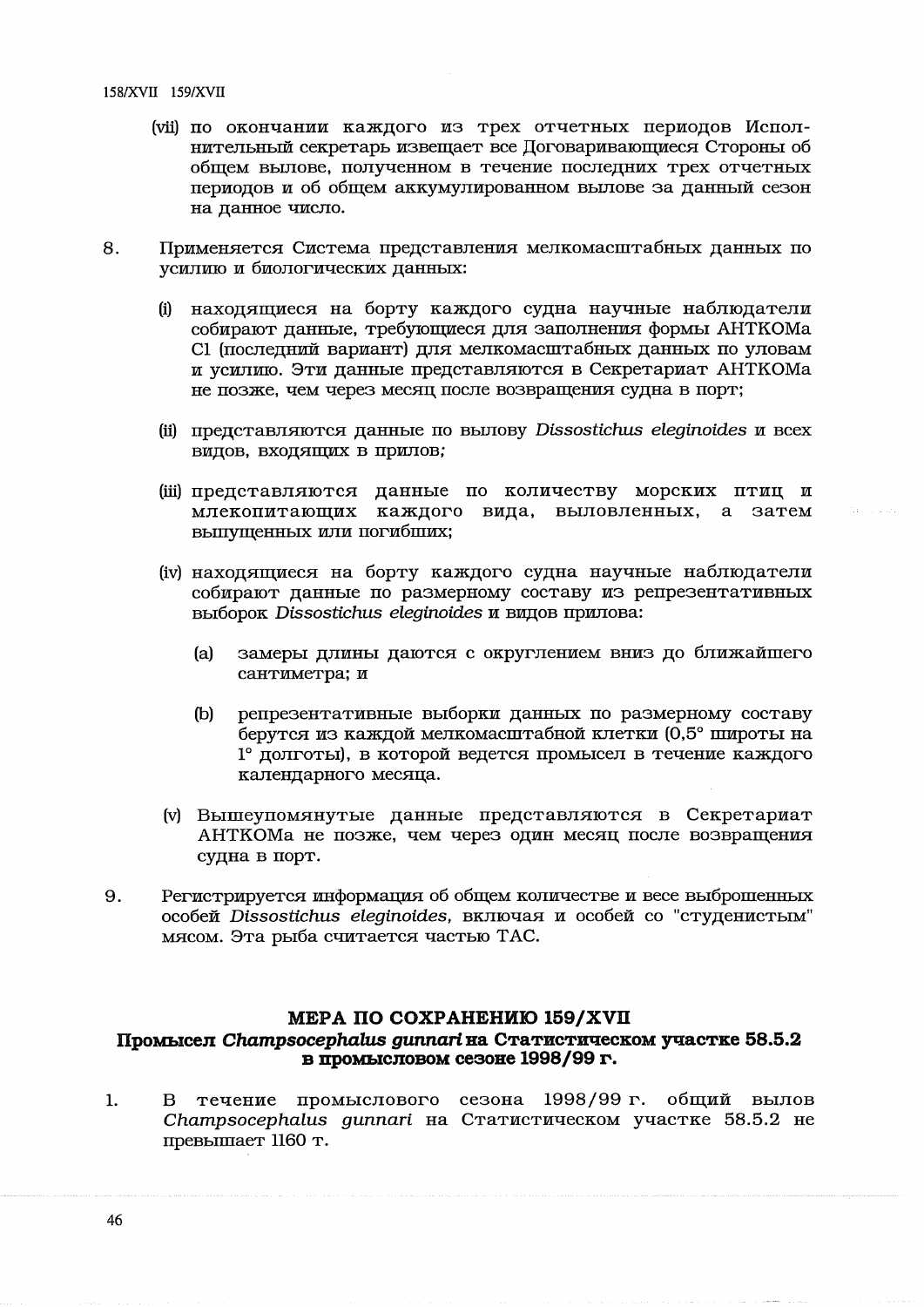(vii) по окончании каждого из трех отчетных периодов Исполнительный секретарь извещает все Договаривающиеся Стороны об общем вылове, полученном в течение последних трех отчетных периодов и об общем аккумулированном вылове за данный сезон на данное число.

8. Применяется Система представления мелкомасштабных данных по усилию и биологических данных:

   (i) находящиеся на борту каждого судна научные наблюдатели собирают данные, требующиеся для заполнения формы АНТКОМа C1 (последний вариант) для мелкомасштабных данных по уловам и усилию. Эти данные представляются в Секретариат АНТКОМа не позже, чем через месяц после возвращения судна в порт;

   (ii) представляются данные по вылову *Dissostichus eleginoides* и всех видов, входящих в прилов;

   (iii) представляются данные по количеству морских птиц и млекопитающих каждого вида, выловленных, а затем выпущенных или погибших;

   (iv) находящиеся на борту каждого судна научные наблюдатели собирают данные по размерному составу из репрезентативных выборок *Dissostichus eleginoides* и видов прилова:

      (a) замеры длины даются с округлением вниз до ближайшего сантиметра; и

      (b) репрезентативные выборки данных по размерному составу берутся из каждой мелкомасштабной клетки (0,5° широты на 1° долготы), в которой ведется промысел в течение каждого календарного месяца.

   (v) Вышеупомянутые данные представляются в Секретариат АНТКОМа не позже, чем через один месяц после возвращения судна в порт.

9. Регистрируется информация об общем количестве и весе выброшенных особей *Dissostichus eleginoides*, включая и особей со "студенистым" мясом. Эта рыба считается частью ТАС.

## МЕРА ПО СОХРАНЕНИЮ 159/XVII
### Промысел *Champsocephalus gunnari* на Статистическом участке 58.5.2 в промысловом сезоне 1998/99 г.

1. В течение промыслового сезона 1998/99 г. общий вылов *Champsocephalus gunnari* на Статистическом участке 58.5.2 не превышает 1160 т.